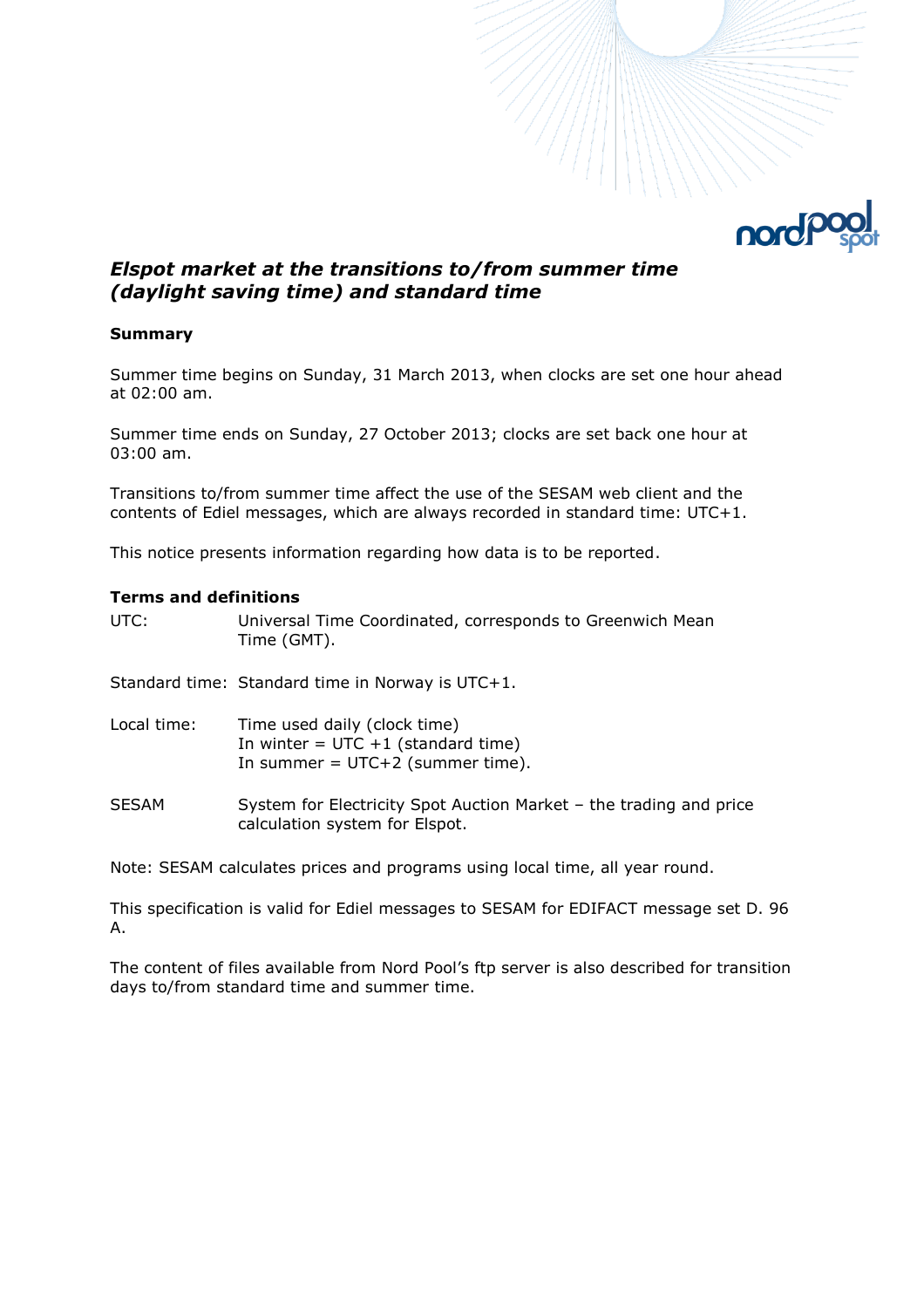# *Elspot market at the transitions to/from summer time (daylight saving time) and standard time*

## Summary

Summer time begins on Sunday, 31 March 2013, when clocks are set one hour ahead at 02:00 am.

Summer time ends on Sunday, 27 October 2013; clocks are set back one hour at 03:00 am.

Transitions to/from summer time affect the use of the SESAM web client and the contents of Ediel messages, which are always recorded in standard time: UTC+1.

This notice presents information regarding how data is to be reported.

## Terms and definitions

UTC: Universal Time Coordinated, corresponds to Greenwich Mean Time (GMT).

Standard time: Standard time in Norway is UTC+1.

Local time: Time used daily (clock time)
In winter = UTC +1 (standard time)
In summer = UTC+2 (summer time).

SESAM: System for Electricity Spot Auction Market – the trading and price calculation system for Elspot.

Note: SESAM calculates prices and programs using local time, all year round.

This specification is valid for Ediel messages to SESAM for EDIFACT message set D. 96 A.

The content of files available from Nord Pool's ftp server is also described for transition days to/from standard time and summer time.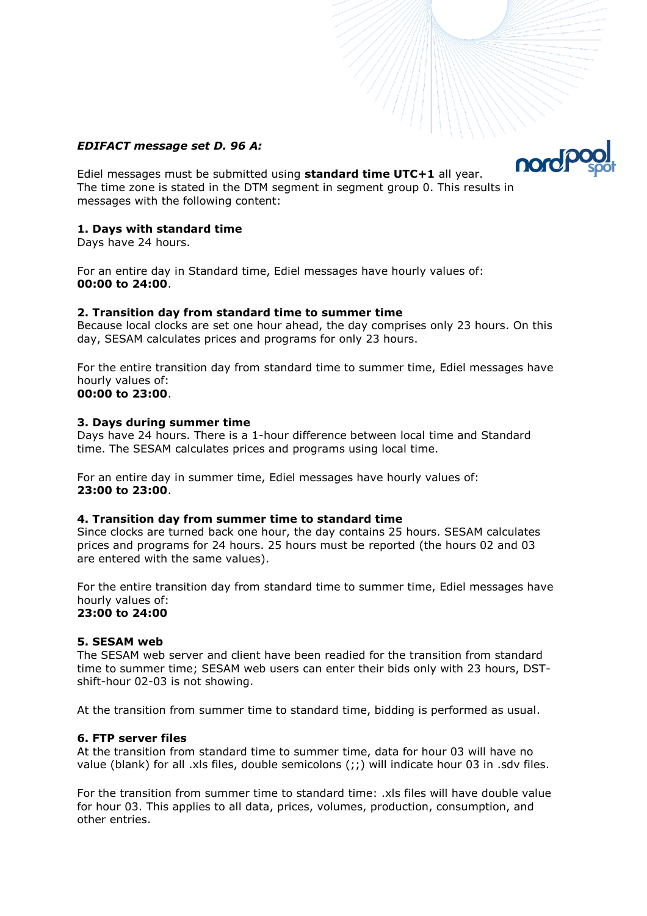***EDIFACT message set D. 96 A:***

Ediel messages must be submitted using **standard time UTC+1** all year. The time zone is stated in the DTM segment in segment group 0. This results in messages with the following content:

**1. Days with standard time**

Days have 24 hours.

For an entire day in Standard time, Ediel messages have hourly values of: **00:00 to 24:00**.

**2. Transition day from standard time to summer time**

Because local clocks are set one hour ahead, the day comprises only 23 hours. On this day, SESAM calculates prices and programs for only 23 hours.

For the entire transition day from standard time to summer time, Ediel messages have hourly values of:
**00:00 to 23:00**.

**3. Days during summer time**

Days have 24 hours. There is a 1-hour difference between local time and Standard time. The SESAM calculates prices and programs using local time.

For an entire day in summer time, Ediel messages have hourly values of:
**23:00 to 23:00**.

**4. Transition day from summer time to standard time**

Since clocks are turned back one hour, the day contains 25 hours. SESAM calculates prices and programs for 24 hours. 25 hours must be reported (the hours 02 and 03 are entered with the same values).

For the entire transition day from standard time to summer time, Ediel messages have hourly values of:
**23:00 to 24:00**

**5. SESAM web**

The SESAM web server and client have been readied for the transition from standard time to summer time; SESAM web users can enter their bids only with 23 hours, DST-shift-hour 02-03 is not showing.

At the transition from summer time to standard time, bidding is performed as usual.

**6. FTP server files**

At the transition from standard time to summer time, data for hour 03 will have no value (blank) for all .xls files, double semicolons (;;) will indicate hour 03 in .sdv files.

For the transition from summer time to standard time: .xls files will have double value for hour 03. This applies to all data, prices, volumes, production, consumption, and other entries.